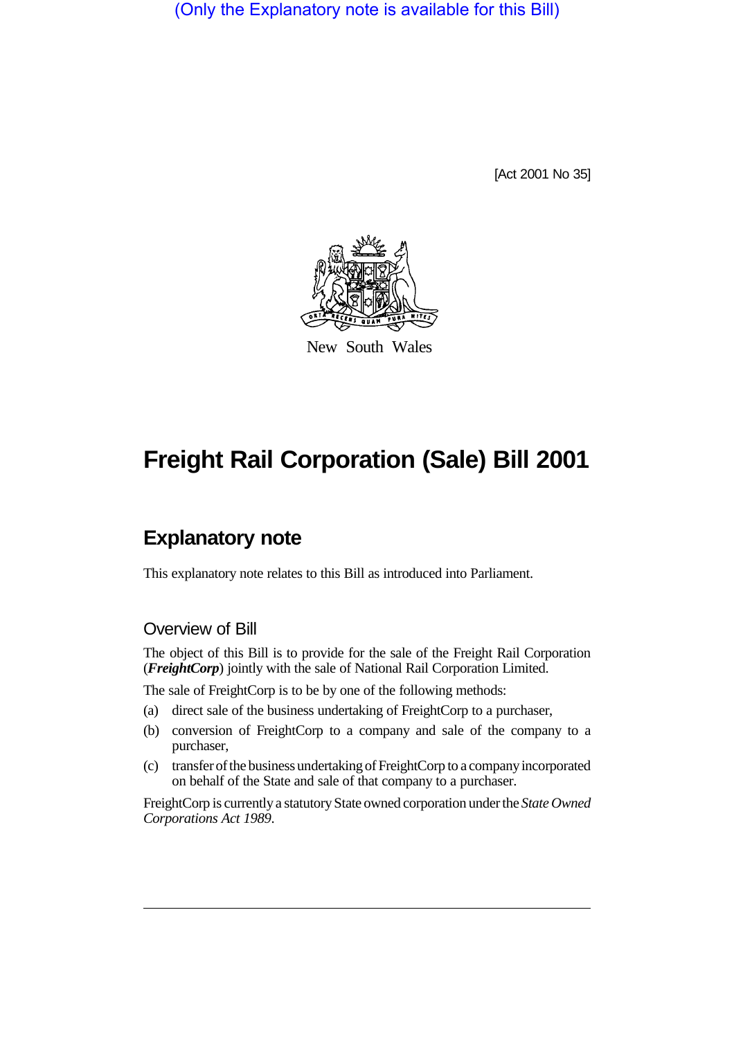(Only the Explanatory note is available for this Bill)

[Act 2001 No 35]

New South Wales

# Freight Rail Corporation (Sale) Bill 2001

## Explanatory note

This explanatory note relates to this Bill as introduced into Parliament.

### Overview of Bill

The object of this Bill is to provide for the sale of the Freight Rail Corporation (***FreightCorp***) jointly with the sale of National Rail Corporation Limited.

The sale of FreightCorp is to be by one of the following methods:

(a) direct sale of the business undertaking of FreightCorp to a purchaser,

(b) conversion of FreightCorp to a company and sale of the company to a purchaser,

(c) transfer of the business undertaking of FreightCorp to a company incorporated on behalf of the State and sale of that company to a purchaser.

FreightCorp is currently a statutory State owned corporation under the *State Owned Corporations Act 1989*.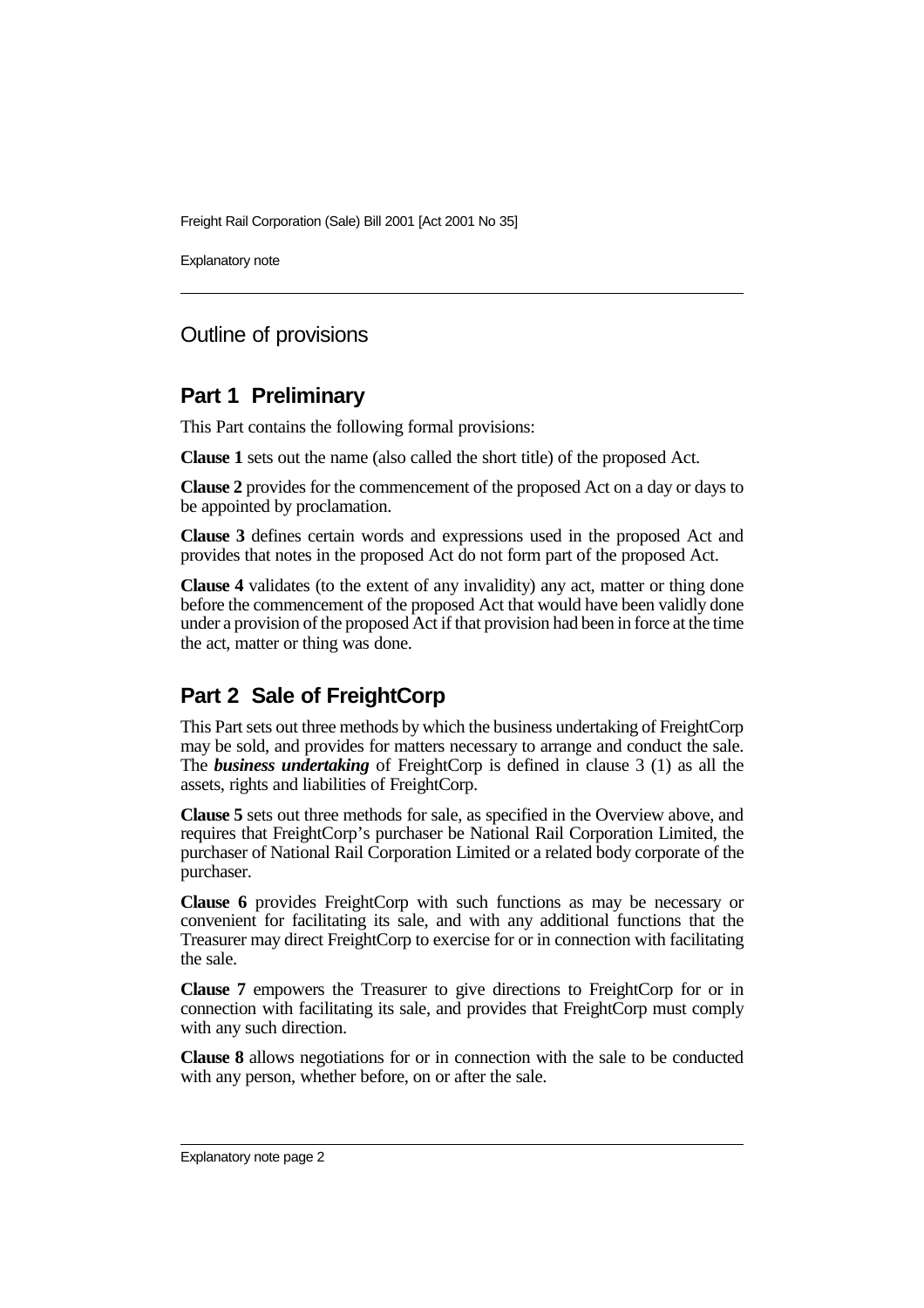## Outline of provisions

### Part 1 Preliminary

This Part contains the following formal provisions:

**Clause 1** sets out the name (also called the short title) of the proposed Act.

**Clause 2** provides for the commencement of the proposed Act on a day or days to be appointed by proclamation.

**Clause 3** defines certain words and expressions used in the proposed Act and provides that notes in the proposed Act do not form part of the proposed Act.

**Clause 4** validates (to the extent of any invalidity) any act, matter or thing done before the commencement of the proposed Act that would have been validly done under a provision of the proposed Act if that provision had been in force at the time the act, matter or thing was done.

### Part 2 Sale of FreightCorp

This Part sets out three methods by which the business undertaking of FreightCorp may be sold, and provides for matters necessary to arrange and conduct the sale. The ***business undertaking*** of FreightCorp is defined in clause 3 (1) as all the assets, rights and liabilities of FreightCorp.

**Clause 5** sets out three methods for sale, as specified in the Overview above, and requires that FreightCorp's purchaser be National Rail Corporation Limited, the purchaser of National Rail Corporation Limited or a related body corporate of the purchaser.

**Clause 6** provides FreightCorp with such functions as may be necessary or convenient for facilitating its sale, and with any additional functions that the Treasurer may direct FreightCorp to exercise for or in connection with facilitating the sale.

**Clause 7** empowers the Treasurer to give directions to FreightCorp for or in connection with facilitating its sale, and provides that FreightCorp must comply with any such direction.

**Clause 8** allows negotiations for or in connection with the sale to be conducted with any person, whether before, on or after the sale.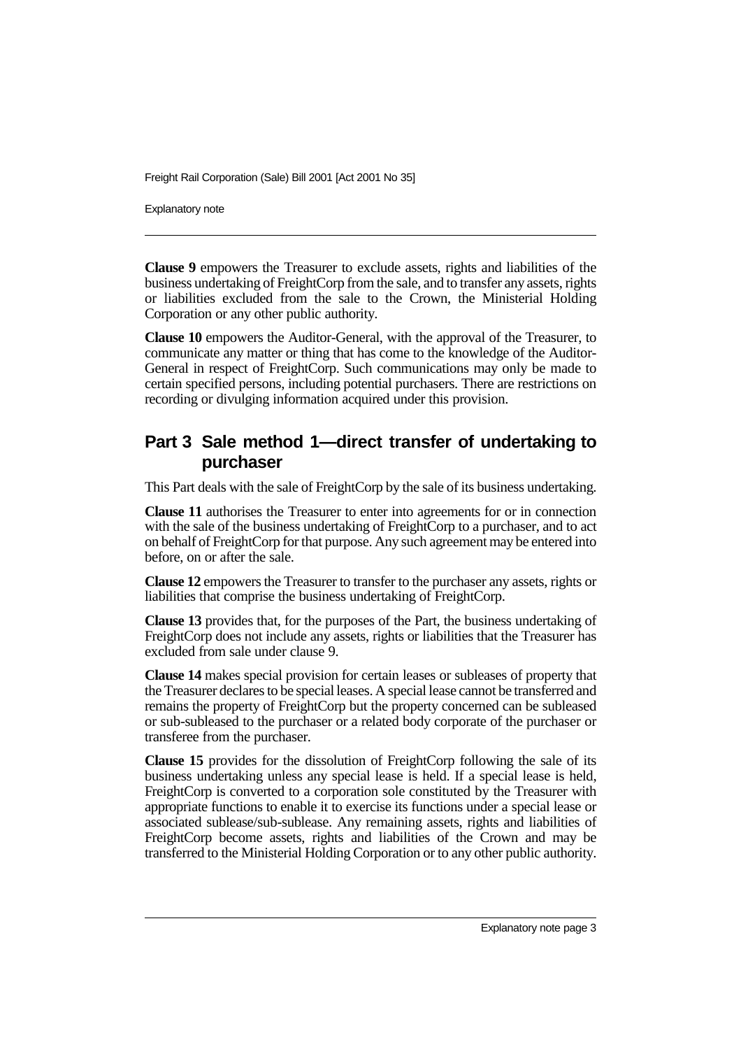**Clause 9** empowers the Treasurer to exclude assets, rights and liabilities of the business undertaking of FreightCorp from the sale, and to transfer any assets, rights or liabilities excluded from the sale to the Crown, the Ministerial Holding Corporation or any other public authority.

**Clause 10** empowers the Auditor-General, with the approval of the Treasurer, to communicate any matter or thing that has come to the knowledge of the Auditor-General in respect of FreightCorp. Such communications may only be made to certain specified persons, including potential purchasers. There are restrictions on recording or divulging information acquired under this provision.

## Part 3 Sale method 1—direct transfer of undertaking to purchaser

This Part deals with the sale of FreightCorp by the sale of its business undertaking.

**Clause 11** authorises the Treasurer to enter into agreements for or in connection with the sale of the business undertaking of FreightCorp to a purchaser, and to act on behalf of FreightCorp for that purpose. Any such agreement may be entered into before, on or after the sale.

**Clause 12** empowers the Treasurer to transfer to the purchaser any assets, rights or liabilities that comprise the business undertaking of FreightCorp.

**Clause 13** provides that, for the purposes of the Part, the business undertaking of FreightCorp does not include any assets, rights or liabilities that the Treasurer has excluded from sale under clause 9.

**Clause 14** makes special provision for certain leases or subleases of property that the Treasurer declares to be special leases. A special lease cannot be transferred and remains the property of FreightCorp but the property concerned can be subleased or sub-subleased to the purchaser or a related body corporate of the purchaser or transferee from the purchaser.

**Clause 15** provides for the dissolution of FreightCorp following the sale of its business undertaking unless any special lease is held. If a special lease is held, FreightCorp is converted to a corporation sole constituted by the Treasurer with appropriate functions to enable it to exercise its functions under a special lease or associated sublease/sub-sublease. Any remaining assets, rights and liabilities of FreightCorp become assets, rights and liabilities of the Crown and may be transferred to the Ministerial Holding Corporation or to any other public authority.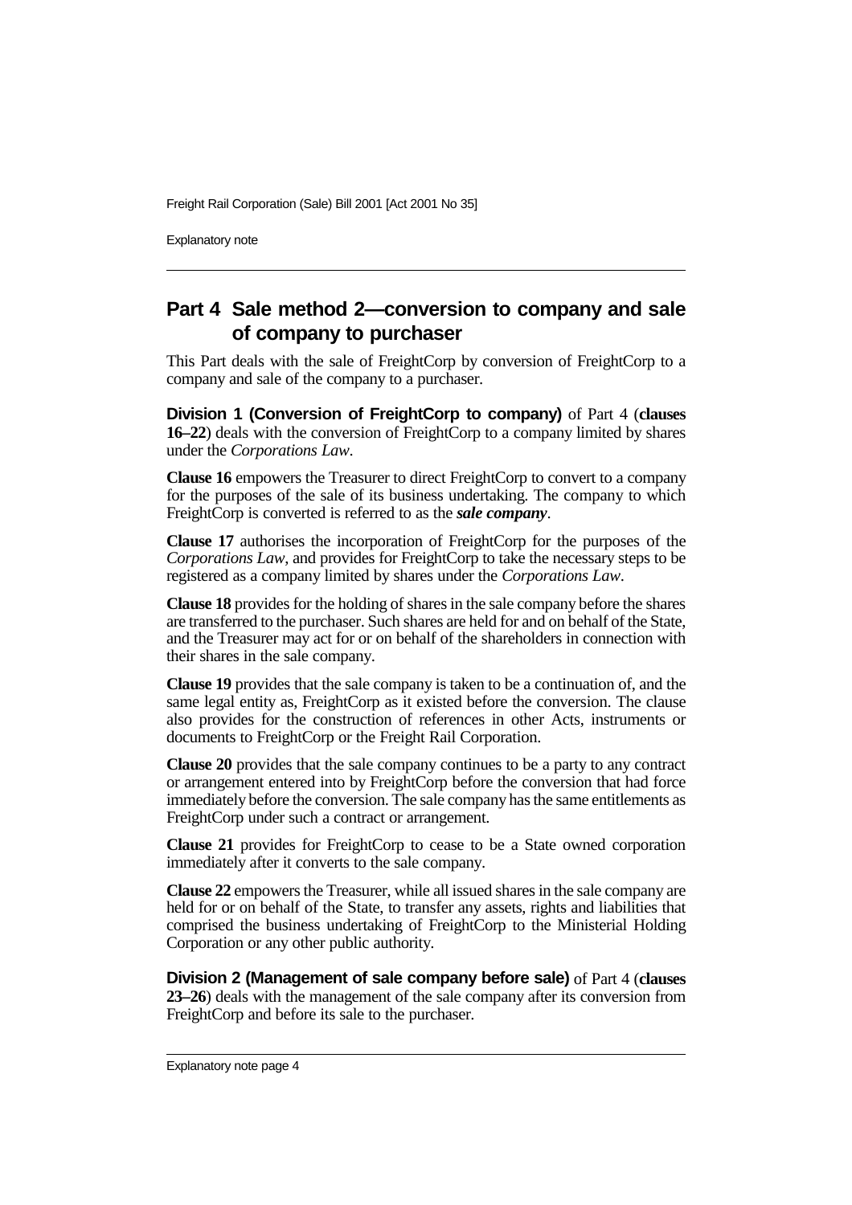## Part 4 Sale method 2—conversion to company and sale of company to purchaser

This Part deals with the sale of FreightCorp by conversion of FreightCorp to a company and sale of the company to a purchaser.

**Division 1 (Conversion of FreightCorp to company)** of Part 4 (**clauses 16–22**) deals with the conversion of FreightCorp to a company limited by shares under the *Corporations Law*.

**Clause 16** empowers the Treasurer to direct FreightCorp to convert to a company for the purposes of the sale of its business undertaking. The company to which FreightCorp is converted is referred to as the ***sale company***.

**Clause 17** authorises the incorporation of FreightCorp for the purposes of the *Corporations Law*, and provides for FreightCorp to take the necessary steps to be registered as a company limited by shares under the *Corporations Law*.

**Clause 18** provides for the holding of shares in the sale company before the shares are transferred to the purchaser. Such shares are held for and on behalf of the State, and the Treasurer may act for or on behalf of the shareholders in connection with their shares in the sale company.

**Clause 19** provides that the sale company is taken to be a continuation of, and the same legal entity as, FreightCorp as it existed before the conversion. The clause also provides for the construction of references in other Acts, instruments or documents to FreightCorp or the Freight Rail Corporation.

**Clause 20** provides that the sale company continues to be a party to any contract or arrangement entered into by FreightCorp before the conversion that had force immediately before the conversion. The sale company has the same entitlements as FreightCorp under such a contract or arrangement.

**Clause 21** provides for FreightCorp to cease to be a State owned corporation immediately after it converts to the sale company.

**Clause 22** empowers the Treasurer, while all issued shares in the sale company are held for or on behalf of the State, to transfer any assets, rights and liabilities that comprised the business undertaking of FreightCorp to the Ministerial Holding Corporation or any other public authority.

**Division 2 (Management of sale company before sale)** of Part 4 (**clauses 23–26**) deals with the management of the sale company after its conversion from FreightCorp and before its sale to the purchaser.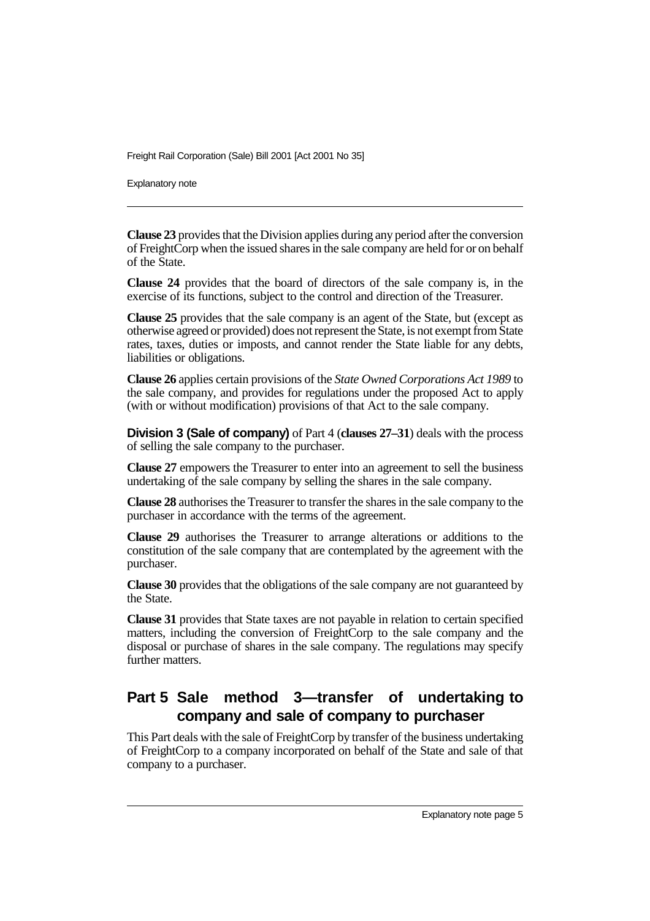**Clause 23** provides that the Division applies during any period after the conversion of FreightCorp when the issued shares in the sale company are held for or on behalf of the State.

**Clause 24** provides that the board of directors of the sale company is, in the exercise of its functions, subject to the control and direction of the Treasurer.

**Clause 25** provides that the sale company is an agent of the State, but (except as otherwise agreed or provided) does not represent the State, is not exempt from State rates, taxes, duties or imposts, and cannot render the State liable for any debts, liabilities or obligations.

**Clause 26** applies certain provisions of the *State Owned Corporations Act 1989* to the sale company, and provides for regulations under the proposed Act to apply (with or without modification) provisions of that Act to the sale company.

**Division 3 (Sale of company)** of Part 4 (**clauses 27–31**) deals with the process of selling the sale company to the purchaser.

**Clause 27** empowers the Treasurer to enter into an agreement to sell the business undertaking of the sale company by selling the shares in the sale company.

**Clause 28** authorises the Treasurer to transfer the shares in the sale company to the purchaser in accordance with the terms of the agreement.

**Clause 29** authorises the Treasurer to arrange alterations or additions to the constitution of the sale company that are contemplated by the agreement with the purchaser.

**Clause 30** provides that the obligations of the sale company are not guaranteed by the State.

**Clause 31** provides that State taxes are not payable in relation to certain specified matters, including the conversion of FreightCorp to the sale company and the disposal or purchase of shares in the sale company. The regulations may specify further matters.

## Part 5 Sale method 3—transfer of undertaking to company and sale of company to purchaser

This Part deals with the sale of FreightCorp by transfer of the business undertaking of FreightCorp to a company incorporated on behalf of the State and sale of that company to a purchaser.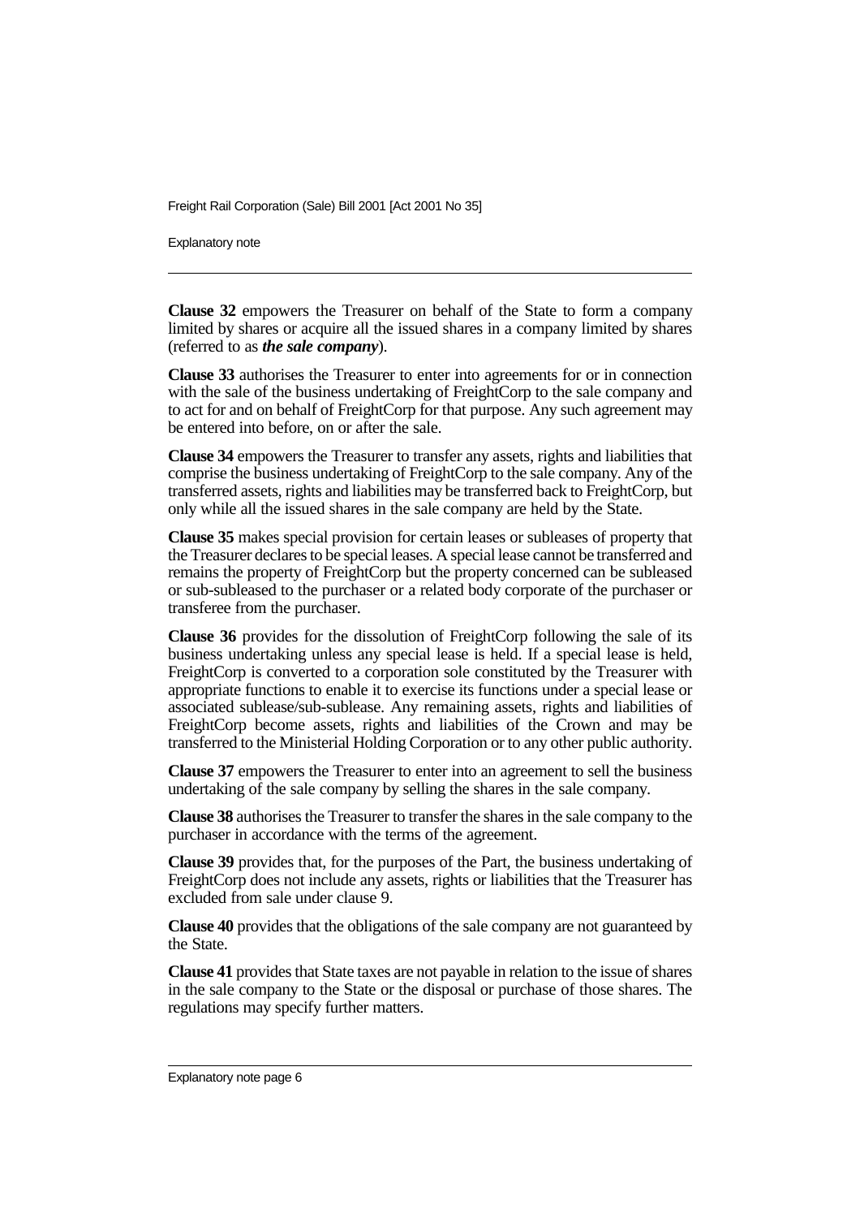**Clause 32** empowers the Treasurer on behalf of the State to form a company limited by shares or acquire all the issued shares in a company limited by shares (referred to as ***the sale company***).

**Clause 33** authorises the Treasurer to enter into agreements for or in connection with the sale of the business undertaking of FreightCorp to the sale company and to act for and on behalf of FreightCorp for that purpose. Any such agreement may be entered into before, on or after the sale.

**Clause 34** empowers the Treasurer to transfer any assets, rights and liabilities that comprise the business undertaking of FreightCorp to the sale company. Any of the transferred assets, rights and liabilities may be transferred back to FreightCorp, but only while all the issued shares in the sale company are held by the State.

**Clause 35** makes special provision for certain leases or subleases of property that the Treasurer declares to be special leases. A special lease cannot be transferred and remains the property of FreightCorp but the property concerned can be subleased or sub-subleased to the purchaser or a related body corporate of the purchaser or transferee from the purchaser.

**Clause 36** provides for the dissolution of FreightCorp following the sale of its business undertaking unless any special lease is held. If a special lease is held, FreightCorp is converted to a corporation sole constituted by the Treasurer with appropriate functions to enable it to exercise its functions under a special lease or associated sublease/sub-sublease. Any remaining assets, rights and liabilities of FreightCorp become assets, rights and liabilities of the Crown and may be transferred to the Ministerial Holding Corporation or to any other public authority.

**Clause 37** empowers the Treasurer to enter into an agreement to sell the business undertaking of the sale company by selling the shares in the sale company.

**Clause 38** authorises the Treasurer to transfer the shares in the sale company to the purchaser in accordance with the terms of the agreement.

**Clause 39** provides that, for the purposes of the Part, the business undertaking of FreightCorp does not include any assets, rights or liabilities that the Treasurer has excluded from sale under clause 9.

**Clause 40** provides that the obligations of the sale company are not guaranteed by the State.

**Clause 41** provides that State taxes are not payable in relation to the issue of shares in the sale company to the State or the disposal or purchase of those shares. The regulations may specify further matters.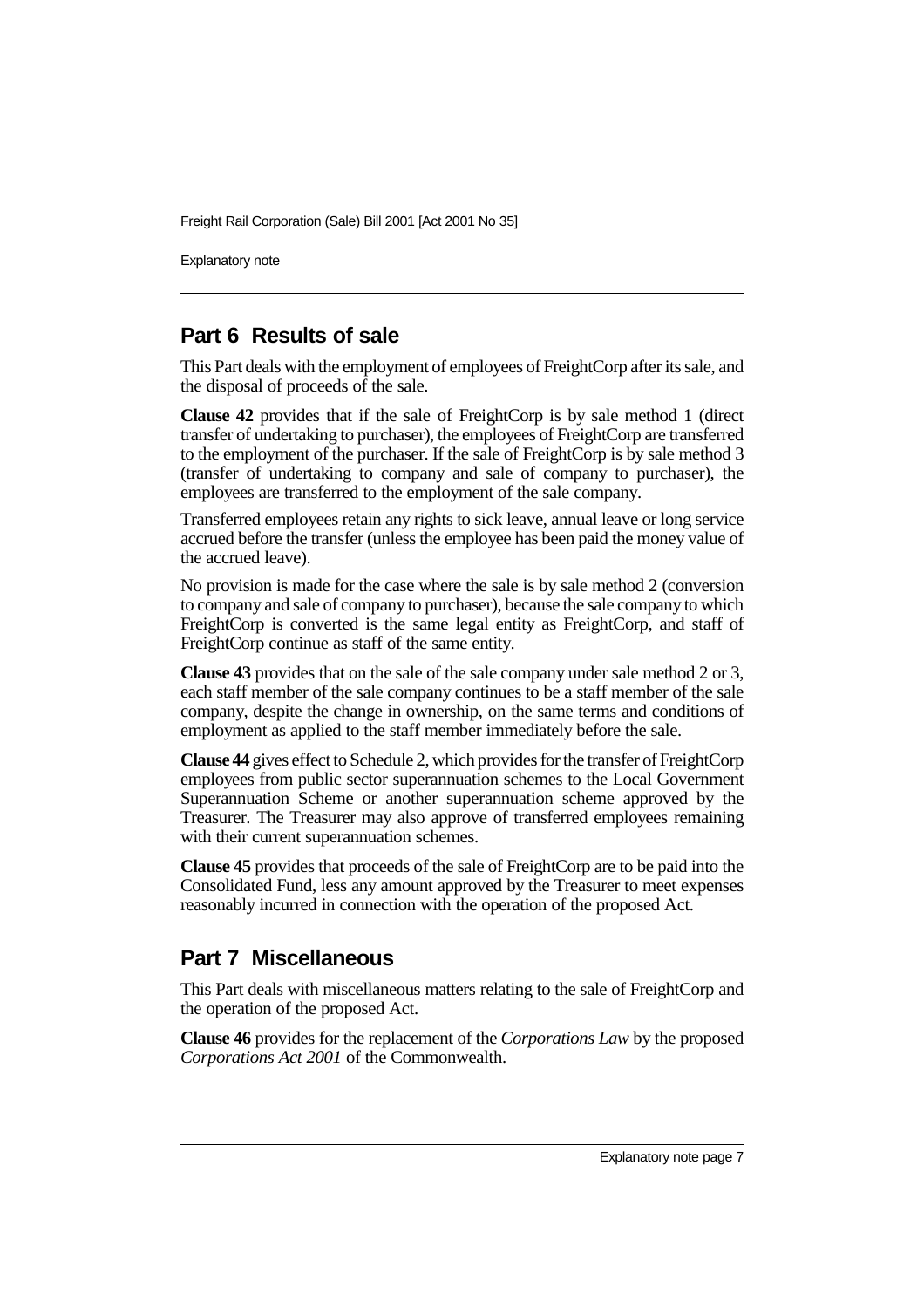## Part 6 Results of sale

This Part deals with the employment of employees of FreightCorp after its sale, and the disposal of proceeds of the sale.

**Clause 42** provides that if the sale of FreightCorp is by sale method 1 (direct transfer of undertaking to purchaser), the employees of FreightCorp are transferred to the employment of the purchaser. If the sale of FreightCorp is by sale method 3 (transfer of undertaking to company and sale of company to purchaser), the employees are transferred to the employment of the sale company.

Transferred employees retain any rights to sick leave, annual leave or long service accrued before the transfer (unless the employee has been paid the money value of the accrued leave).

No provision is made for the case where the sale is by sale method 2 (conversion to company and sale of company to purchaser), because the sale company to which FreightCorp is converted is the same legal entity as FreightCorp, and staff of FreightCorp continue as staff of the same entity.

**Clause 43** provides that on the sale of the sale company under sale method 2 or 3, each staff member of the sale company continues to be a staff member of the sale company, despite the change in ownership, on the same terms and conditions of employment as applied to the staff member immediately before the sale.

**Clause 44** gives effect to Schedule 2, which provides for the transfer of FreightCorp employees from public sector superannuation schemes to the Local Government Superannuation Scheme or another superannuation scheme approved by the Treasurer. The Treasurer may also approve of transferred employees remaining with their current superannuation schemes.

**Clause 45** provides that proceeds of the sale of FreightCorp are to be paid into the Consolidated Fund, less any amount approved by the Treasurer to meet expenses reasonably incurred in connection with the operation of the proposed Act.

## Part 7 Miscellaneous

This Part deals with miscellaneous matters relating to the sale of FreightCorp and the operation of the proposed Act.

**Clause 46** provides for the replacement of the *Corporations Law* by the proposed *Corporations Act 2001* of the Commonwealth.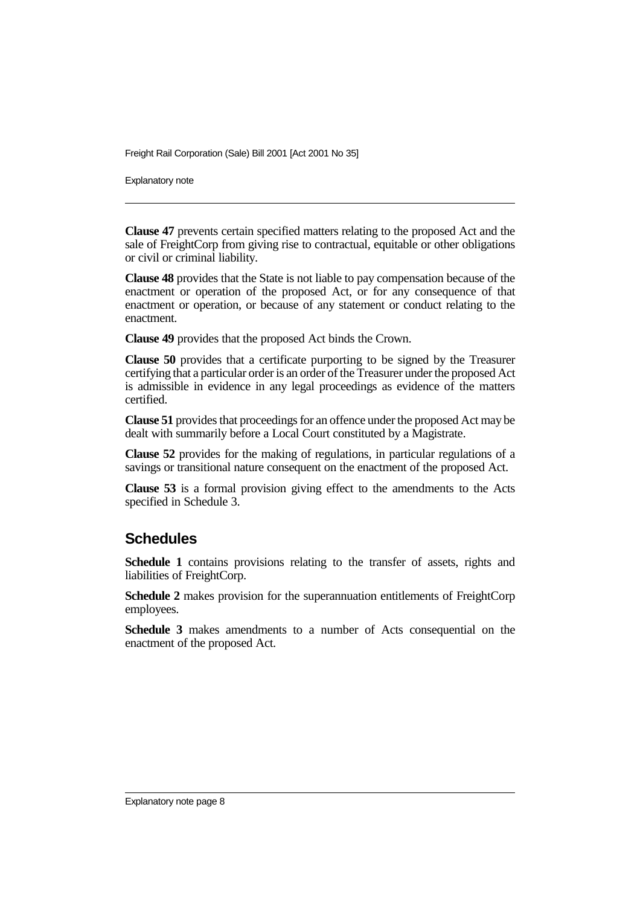**Clause 47** prevents certain specified matters relating to the proposed Act and the sale of FreightCorp from giving rise to contractual, equitable or other obligations or civil or criminal liability.

**Clause 48** provides that the State is not liable to pay compensation because of the enactment or operation of the proposed Act, or for any consequence of that enactment or operation, or because of any statement or conduct relating to the enactment.

**Clause 49** provides that the proposed Act binds the Crown.

**Clause 50** provides that a certificate purporting to be signed by the Treasurer certifying that a particular order is an order of the Treasurer under the proposed Act is admissible in evidence in any legal proceedings as evidence of the matters certified.

**Clause 51** provides that proceedings for an offence under the proposed Act may be dealt with summarily before a Local Court constituted by a Magistrate.

**Clause 52** provides for the making of regulations, in particular regulations of a savings or transitional nature consequent on the enactment of the proposed Act.

**Clause 53** is a formal provision giving effect to the amendments to the Acts specified in Schedule 3.

## Schedules

**Schedule 1** contains provisions relating to the transfer of assets, rights and liabilities of FreightCorp.

**Schedule 2** makes provision for the superannuation entitlements of FreightCorp employees.

**Schedule 3** makes amendments to a number of Acts consequential on the enactment of the proposed Act.